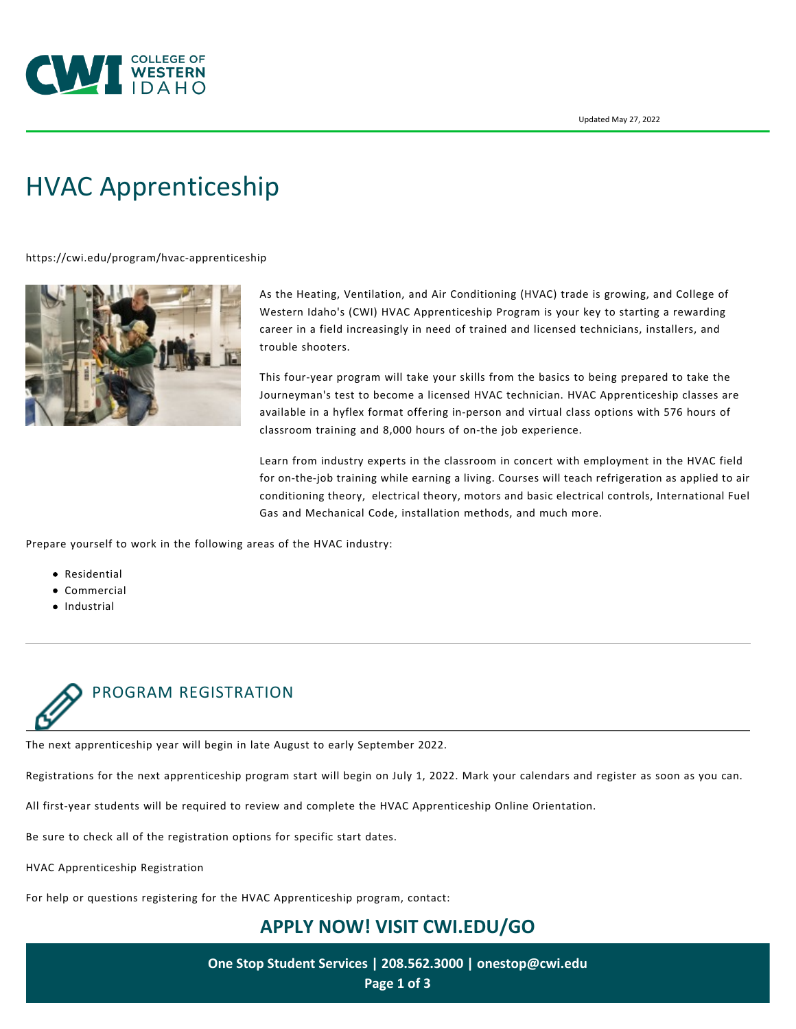Updated May 27, 2022

# HVAC Apprenticeship

https://cwi.edu/program/hvac-apprenticeship

As the Heating, Ventilation, and Air Conditioning (HVAC) trade is growing, and College of Western Idaho's (CWI) HVAC Apprenticeship Program is your key to starting a rewarding career in a field increasingly in need of trained and licensed technicians, installers, and trouble shooters.

This four-year program will take your skills from the basics to being prepared to take the Journeyman's test to become a licensed HVAC technician. HVAC Apprenticeship classes are available in a hyflex format offering in-person and virtual class options with 576 hours of classroom training and 8,000 hours of on-the job experience.

Learn from industry experts in the classroom in concert with employment in the HVAC field for on-the-job training while earning a living. Courses will teach refrigeration as applied to air conditioning theory, electrical theory, motors and basic electrical controls, International Fuel Gas and Mechanical Code, installation methods, and much more.

Prepare yourself to work in the following areas of the HVAC industry:

- Residential
- Commercial
- Industrial

---

## PROGRAM REGISTRATION

The next apprenticeship year will begin in late August to early September 2022.

Registrations for the next apprenticeship program start will begin on July 1, 2022. Mark your calendars and register as soon as you can.

All first-year students will be required to review and complete the HVAC Apprenticeship Online Orientation.

Be sure to check all of the registration options for specific start dates.

HVAC Apprenticeship Registration

For help or questions registering for the HVAC Apprenticeship program, contact:

**APPLY NOW! VISIT CWI.EDU/GO**

**One Stop Student Services | 208.562.3000 | onestop@cwi.edu**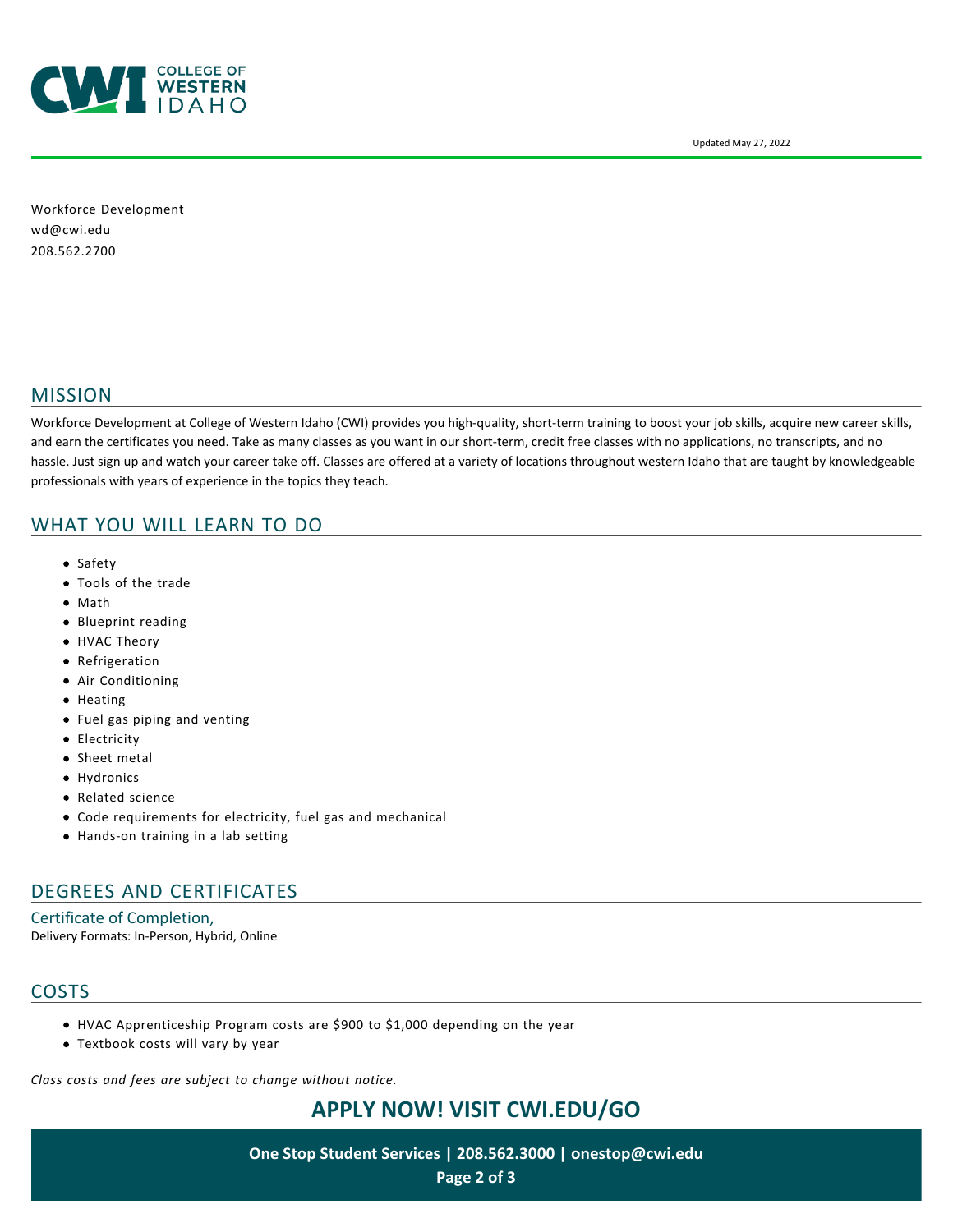Updated May 27, 2022

Workforce Development
wd@cwi.edu
208.562.2700

## MISSION

Workforce Development at College of Western Idaho (CWI) provides you high-quality, short-term training to boost your job skills, acquire new career skills, and earn the certificates you need. Take as many classes as you want in our short-term, credit free classes with no applications, no transcripts, and no hassle. Just sign up and watch your career take off. Classes are offered at a variety of locations throughout western Idaho that are taught by knowledgeable professionals with years of experience in the topics they teach.

## WHAT YOU WILL LEARN TO DO

- Safety
- Tools of the trade
- Math
- Blueprint reading
- HVAC Theory
- Refrigeration
- Air Conditioning
- Heating
- Fuel gas piping and venting
- Electricity
- Sheet metal
- Hydronics
- Related science
- Code requirements for electricity, fuel gas and mechanical
- Hands-on training in a lab setting

## DEGREES AND CERTIFICATES

### Certificate of Completion,

Delivery Formats: In-Person, Hybrid, Online

## COSTS

- HVAC Apprenticeship Program costs are $900 to $1,000 depending on the year
- Textbook costs will vary by year

*Class costs and fees are subject to change without notice.*

**APPLY NOW! VISIT CWI.EDU/GO**

**One Stop Student Services | 208.562.3000 | onestop@cwi.edu**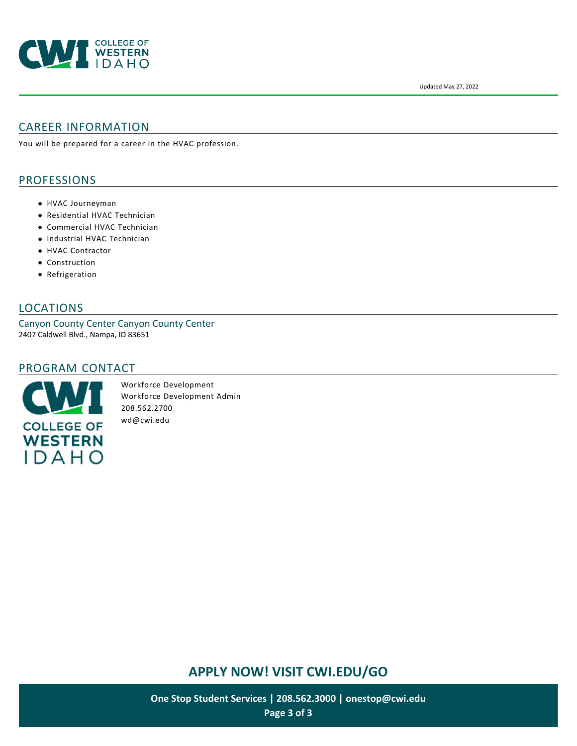Updated May 27, 2022

## CAREER INFORMATION

You will be prepared for a career in the HVAC profession.

## PROFESSIONS

- HVAC Journeyman
- Residential HVAC Technician
- Commercial HVAC Technician
- Industrial HVAC Technician
- HVAC Contractor
- Construction
- Refrigeration

## LOCATIONS

### Canyon County Center Canyon County Center

2407 Caldwell Blvd., Nampa, ID 83651

## PROGRAM CONTACT

Workforce Development
Workforce Development Admin
208.562.2700
wd@cwi.edu

**APPLY NOW! VISIT CWI.EDU/GO**

**One Stop Student Services | 208.562.3000 | onestop@cwi.edu**